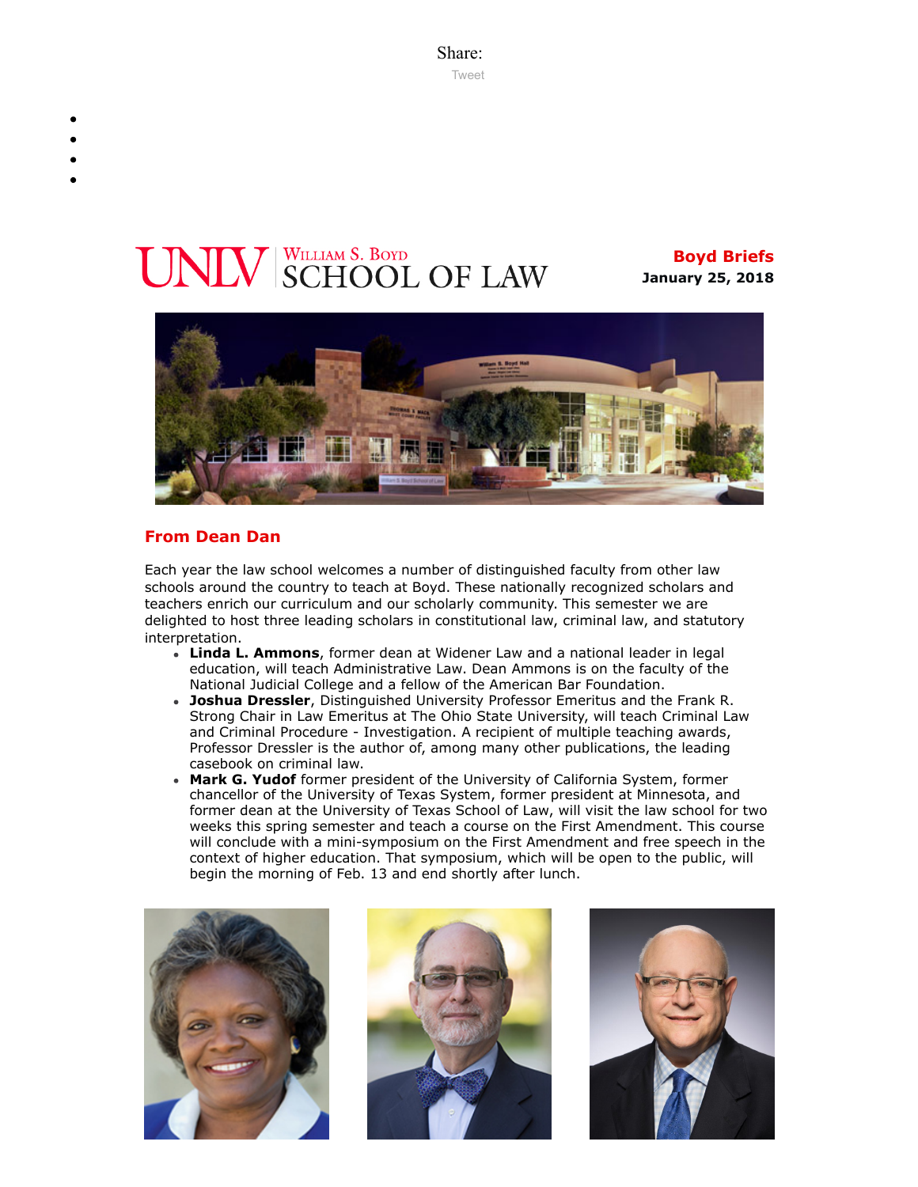Share:

Tweet

UNLV William S. Boyd School of Law

**Boyd Briefs**
**January 25, 2018**

## From Dean Dan

Each year the law school welcomes a number of distinguished faculty from other law schools around the country to teach at Boyd. These nationally recognized scholars and teachers enrich our curriculum and our scholarly community. This semester we are delighted to host three leading scholars in constitutional law, criminal law, and statutory interpretation.

- **Linda L. Ammons**, former dean at Widener Law and a national leader in legal education, will teach Administrative Law. Dean Ammons is on the faculty of the National Judicial College and a fellow of the American Bar Foundation.
- **Joshua Dressler**, Distinguished University Professor Emeritus and the Frank R. Strong Chair in Law Emeritus at The Ohio State University, will teach Criminal Law and Criminal Procedure - Investigation. A recipient of multiple teaching awards, Professor Dressler is the author of, among many other publications, the leading casebook on criminal law.
- **Mark G. Yudof** former president of the University of California System, former chancellor of the University of Texas System, former president at Minnesota, and former dean at the University of Texas School of Law, will visit the law school for two weeks this spring semester and teach a course on the First Amendment. This course will conclude with a mini-symposium on the First Amendment and free speech in the context of higher education. That symposium, which will be open to the public, will begin the morning of Feb. 13 and end shortly after lunch.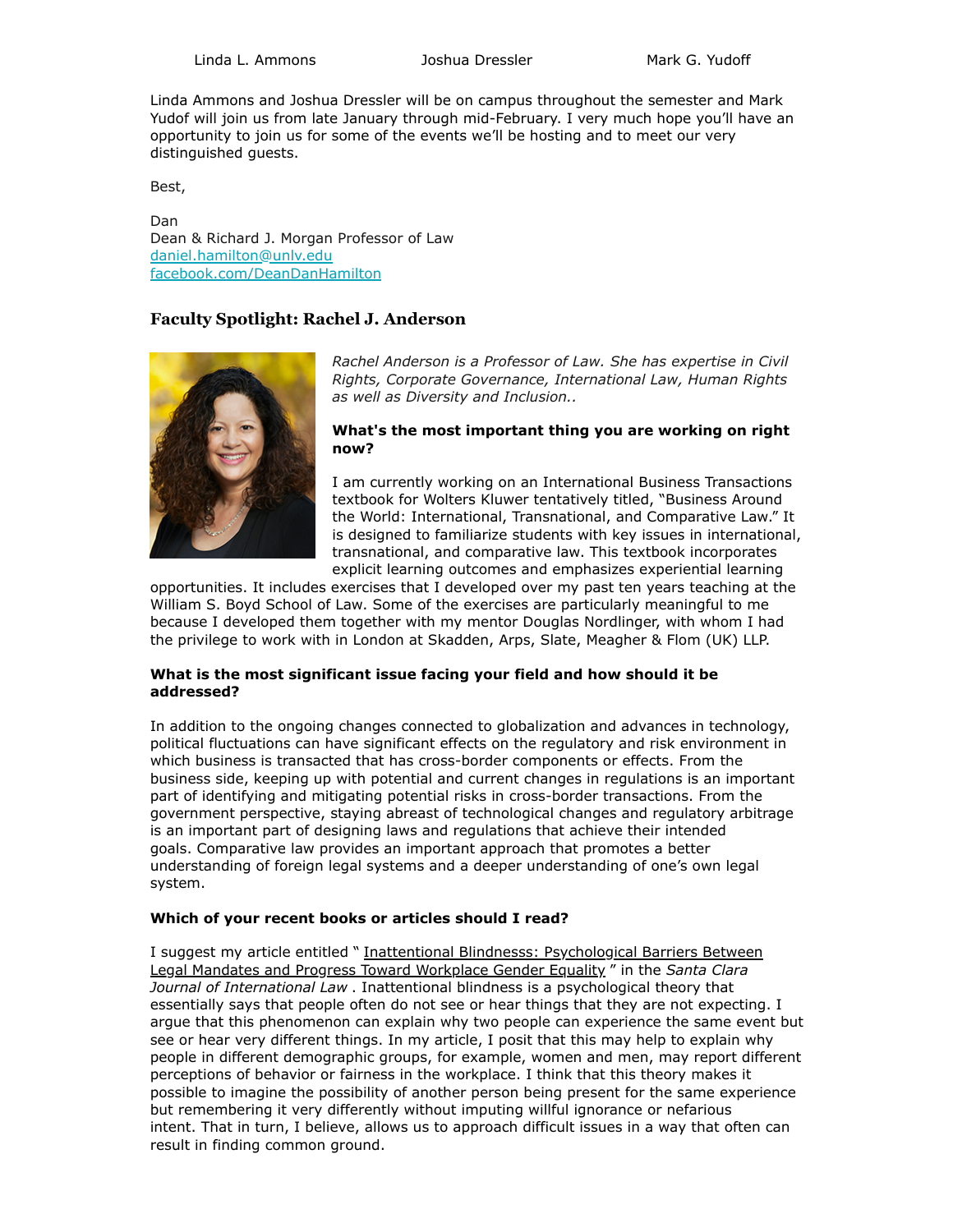Linda L. Ammons | Joshua Dressler | Mark G. Yudoff

Linda Ammons and Joshua Dressler will be on campus throughout the semester and Mark Yudof will join us from late January through mid-February. I very much hope you'll have an opportunity to join us for some of the events we'll be hosting and to meet our very distinguished guests.

Best,

Dan
Dean & Richard J. Morgan Professor of Law
daniel.hamilton@unlv.edu
facebook.com/DeanDanHamilton

## Faculty Spotlight: Rachel J. Anderson

*Rachel Anderson is a Professor of Law. She has expertise in Civil Rights, Corporate Governance, International Law, Human Rights as well as Diversity and Inclusion..*

**What's the most important thing you are working on right now?**

I am currently working on an International Business Transactions textbook for Wolters Kluwer tentatively titled, "Business Around the World: International, Transnational, and Comparative Law." It is designed to familiarize students with key issues in international, transnational, and comparative law. This textbook incorporates explicit learning outcomes and emphasizes experiential learning opportunities. It includes exercises that I developed over my past ten years teaching at the William S. Boyd School of Law. Some of the exercises are particularly meaningful to me because I developed them together with my mentor Douglas Nordlinger, with whom I had the privilege to work with in London at Skadden, Arps, Slate, Meagher & Flom (UK) LLP.

**What is the most significant issue facing your field and how should it be addressed?**

In addition to the ongoing changes connected to globalization and advances in technology, political fluctuations can have significant effects on the regulatory and risk environment in which business is transacted that has cross-border components or effects. From the business side, keeping up with potential and current changes in regulations is an important part of identifying and mitigating potential risks in cross-border transactions. From the government perspective, staying abreast of technological changes and regulatory arbitrage is an important part of designing laws and regulations that achieve their intended goals. Comparative law provides an important approach that promotes a better understanding of foreign legal systems and a deeper understanding of one's own legal system.

**Which of your recent books or articles should I read?**

I suggest my article entitled " Inattentional Blindnesss: Psychological Barriers Between Legal Mandates and Progress Toward Workplace Gender Equality " in the *Santa Clara Journal of International Law* . Inattentional blindness is a psychological theory that essentially says that people often do not see or hear things that they are not expecting. I argue that this phenomenon can explain why two people can experience the same event but see or hear very different things. In my article, I posit that this may help to explain why people in different demographic groups, for example, women and men, may report different perceptions of behavior or fairness in the workplace. I think that this theory makes it possible to imagine the possibility of another person being present for the same experience but remembering it very differently without imputing willful ignorance or nefarious intent. That in turn, I believe, allows us to approach difficult issues in a way that often can result in finding common ground.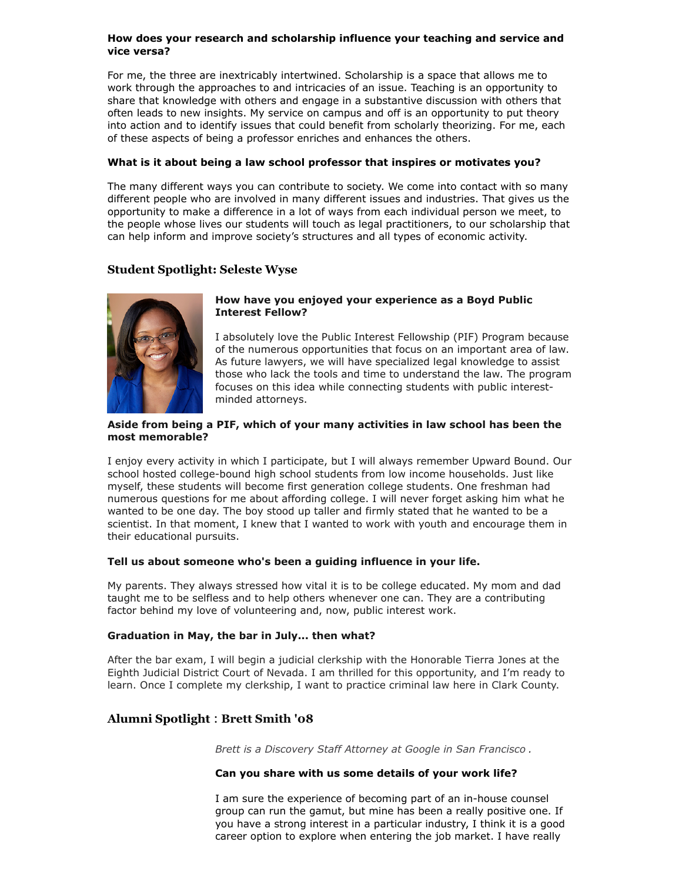**How does your research and scholarship influence your teaching and service and vice versa?**

For me, the three are inextricably intertwined. Scholarship is a space that allows me to work through the approaches to and intricacies of an issue. Teaching is an opportunity to share that knowledge with others and engage in a substantive discussion with others that often leads to new insights. My service on campus and off is an opportunity to put theory into action and to identify issues that could benefit from scholarly theorizing. For me, each of these aspects of being a professor enriches and enhances the others.

**What is it about being a law school professor that inspires or motivates you?**

The many different ways you can contribute to society. We come into contact with so many different people who are involved in many different issues and industries. That gives us the opportunity to make a difference in a lot of ways from each individual person we meet, to the people whose lives our students will touch as legal practitioners, to our scholarship that can help inform and improve society's structures and all types of economic activity.

## Student Spotlight: Seleste Wyse

**How have you enjoyed your experience as a Boyd Public Interest Fellow?**

I absolutely love the Public Interest Fellowship (PIF) Program because of the numerous opportunities that focus on an important area of law. As future lawyers, we will have specialized legal knowledge to assist those who lack the tools and time to understand the law. The program focuses on this idea while connecting students with public interest-minded attorneys.

**Aside from being a PIF, which of your many activities in law school has been the most memorable?**

I enjoy every activity in which I participate, but I will always remember Upward Bound. Our school hosted college-bound high school students from low income households. Just like myself, these students will become first generation college students. One freshman had numerous questions for me about affording college. I will never forget asking him what he wanted to be one day. The boy stood up taller and firmly stated that he wanted to be a scientist. In that moment, I knew that I wanted to work with youth and encourage them in their educational pursuits.

**Tell us about someone who's been a guiding influence in your life.**

My parents. They always stressed how vital it is to be college educated. My mom and dad taught me to be selfless and to help others whenever one can. They are a contributing factor behind my love of volunteering and, now, public interest work.

**Graduation in May, the bar in July... then what?**

After the bar exam, I will begin a judicial clerkship with the Honorable Tierra Jones at the Eighth Judicial District Court of Nevada. I am thrilled for this opportunity, and I'm ready to learn. Once I complete my clerkship, I want to practice criminal law here in Clark County.

## Alumni Spotlight : Brett Smith '08

*Brett is a Discovery Staff Attorney at Google in San Francisco .*

**Can you share with us some details of your work life?**

I am sure the experience of becoming part of an in-house counsel group can run the gamut, but mine has been a really positive one. If you have a strong interest in a particular industry, I think it is a good career option to explore when entering the job market. I have really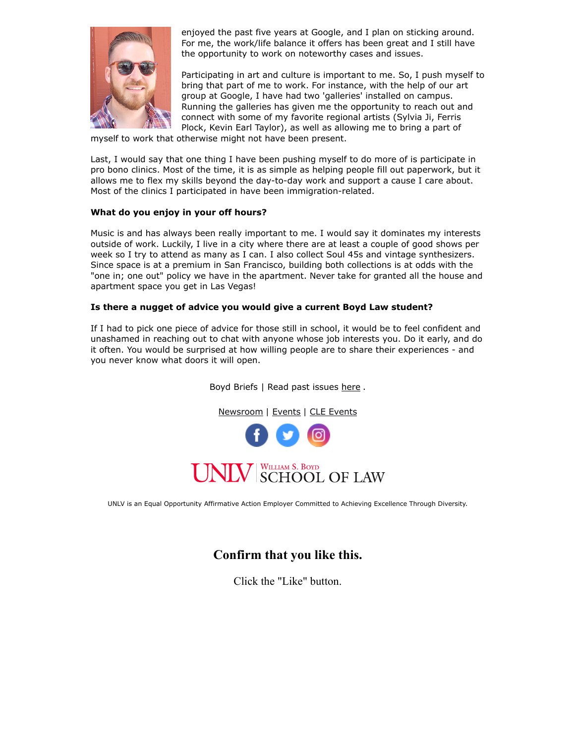enjoyed the past five years at Google, and I plan on sticking around. For me, the work/life balance it offers has been great and I still have the opportunity to work on noteworthy cases and issues.

Participating in art and culture is important to me. So, I push myself to bring that part of me to work. For instance, with the help of our art group at Google, I have had two 'galleries' installed on campus. Running the galleries has given me the opportunity to reach out and connect with some of my favorite regional artists (Sylvia Ji, Ferris Plock, Kevin Earl Taylor), as well as allowing me to bring a part of myself to work that otherwise might not have been present.

Last, I would say that one thing I have been pushing myself to do more of is participate in pro bono clinics. Most of the time, it is as simple as helping people fill out paperwork, but it allows me to flex my skills beyond the day-to-day work and support a cause I care about. Most of the clinics I participated in have been immigration-related.

**What do you enjoy in your off hours?**

Music is and has always been really important to me. I would say it dominates my interests outside of work. Luckily, I live in a city where there are at least a couple of good shows per week so I try to attend as many as I can. I also collect Soul 45s and vintage synthesizers. Since space is at a premium in San Francisco, building both collections is at odds with the "one in; one out" policy we have in the apartment. Never take for granted all the house and apartment space you get in Las Vegas!

**Is there a nugget of advice you would give a current Boyd Law student?**

If I had to pick one piece of advice for those still in school, it would be to feel confident and unashamed in reaching out to chat with anyone whose job interests you. Do it early, and do it often. You would be surprised at how willing people are to share their experiences - and you never know what doors it will open.

Boyd Briefs | Read past issues here .

Newsroom | Events | CLE Events

UNLV William S. Boyd School of Law

UNLV is an Equal Opportunity Affirmative Action Employer Committed to Achieving Excellence Through Diversity.

## Confirm that you like this.

Click the "Like" button.